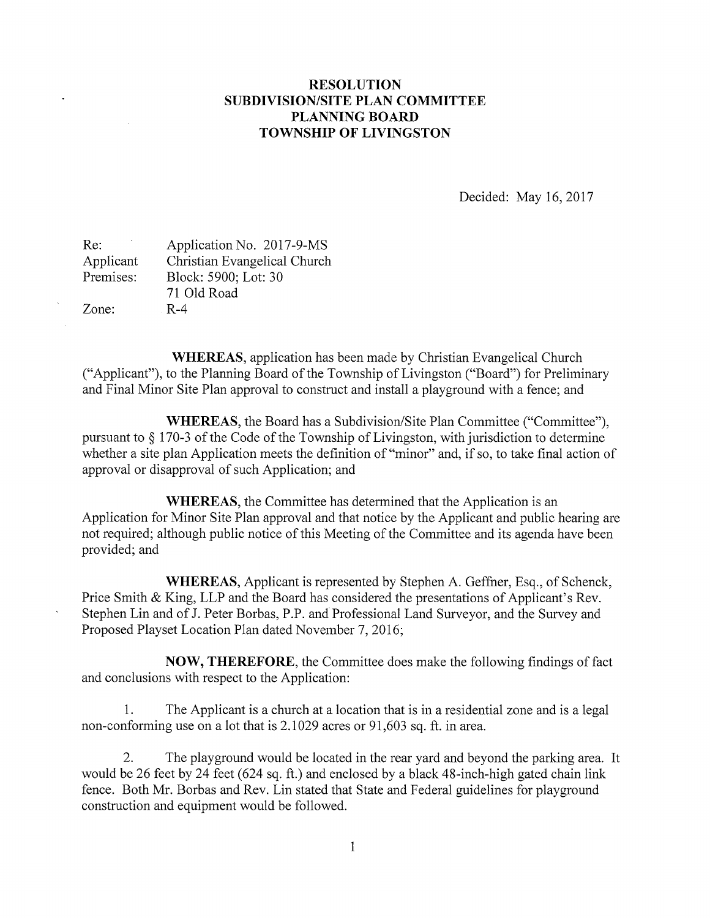# RESOLUTION
## SUBDIVISION/SITE PLAN COMMITTEE
## PLANNING BOARD
## TOWNSHIP OF LIVINGSTON

Decided: May 16, 2017

| | |
|---|---|
| Re: | Application No. 2017-9-MS |
| Applicant | Christian Evangelical Church |
| Premises: | Block: 5900; Lot: 30<br>71 Old Road |
| Zone: | R-4 |

**WHEREAS**, application has been made by Christian Evangelical Church ("Applicant"), to the Planning Board of the Township of Livingston ("Board") for Preliminary and Final Minor Site Plan approval to construct and install a playground with a fence; and

**WHEREAS**, the Board has a Subdivision/Site Plan Committee ("Committee"), pursuant to § 170-3 of the Code of the Township of Livingston, with jurisdiction to determine whether a site plan Application meets the definition of "minor" and, if so, to take final action of approval or disapproval of such Application; and

**WHEREAS**, the Committee has determined that the Application is an Application for Minor Site Plan approval and that notice by the Applicant and public hearing are not required; although public notice of this Meeting of the Committee and its agenda have been provided; and

**WHEREAS**, Applicant is represented by Stephen A. Geffner, Esq., of Schenck, Price Smith & King, LLP and the Board has considered the presentations of Applicant's Rev. Stephen Lin and of J. Peter Borbas, P.P. and Professional Land Surveyor, and the Survey and Proposed Playset Location Plan dated November 7, 2016;

**NOW, THEREFORE**, the Committee does make the following findings of fact and conclusions with respect to the Application:

1. The Applicant is a church at a location that is in a residential zone and is a legal non-conforming use on a lot that is 2.1029 acres or 91,603 sq. ft. in area.

2. The playground would be located in the rear yard and beyond the parking area. It would be 26 feet by 24 feet (624 sq. ft.) and enclosed by a black 48-inch-high gated chain link fence. Both Mr. Borbas and Rev. Lin stated that State and Federal guidelines for playground construction and equipment would be followed.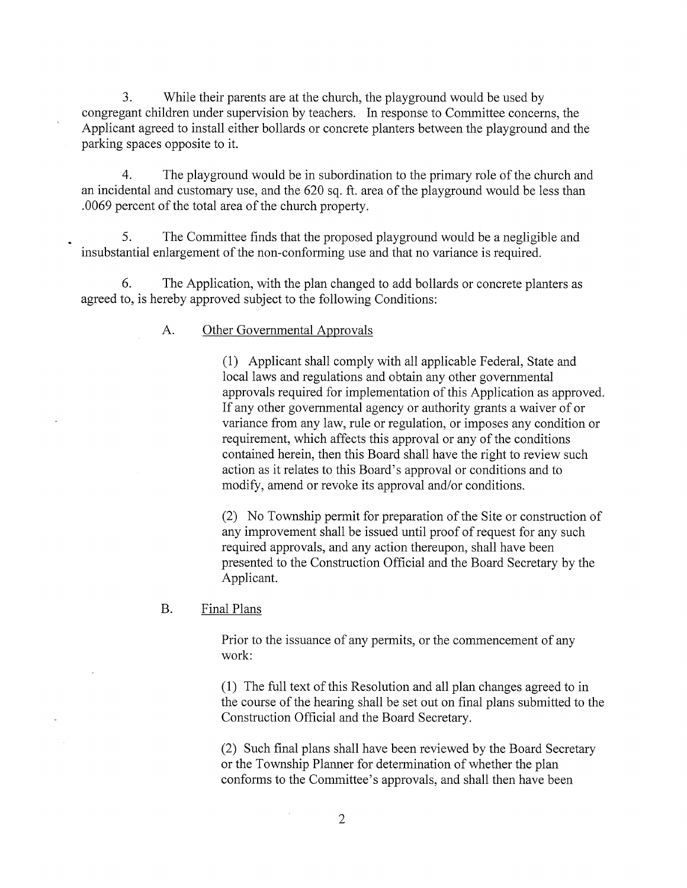3. While their parents are at the church, the playground would be used by congregant children under supervision by teachers. In response to Committee concerns, the Applicant agreed to install either bollards or concrete planters between the playground and the parking spaces opposite to it.

4. The playground would be in subordination to the primary role of the church and an incidental and customary use, and the 620 sq. ft. area of the playground would be less than .0069 percent of the total area of the church property.

5. The Committee finds that the proposed playground would be a negligible and insubstantial enlargement of the non-conforming use and that no variance is required.

6. The Application, with the plan changed to add bollards or concrete planters as agreed to, is hereby approved subject to the following Conditions:

A. Other Governmental Approvals

(1) Applicant shall comply with all applicable Federal, State and local laws and regulations and obtain any other governmental approvals required for implementation of this Application as approved. If any other governmental agency or authority grants a waiver of or variance from any law, rule or regulation, or imposes any condition or requirement, which affects this approval or any of the conditions contained herein, then this Board shall have the right to review such action as it relates to this Board's approval or conditions and to modify, amend or revoke its approval and/or conditions.

(2) No Township permit for preparation of the Site or construction of any improvement shall be issued until proof of request for any such required approvals, and any action thereupon, shall have been presented to the Construction Official and the Board Secretary by the Applicant.

B. Final Plans

Prior to the issuance of any permits, or the commencement of any work:

(1) The full text of this Resolution and all plan changes agreed to in the course of the hearing shall be set out on final plans submitted to the Construction Official and the Board Secretary.

(2) Such final plans shall have been reviewed by the Board Secretary or the Township Planner for determination of whether the plan conforms to the Committee's approvals, and shall then have been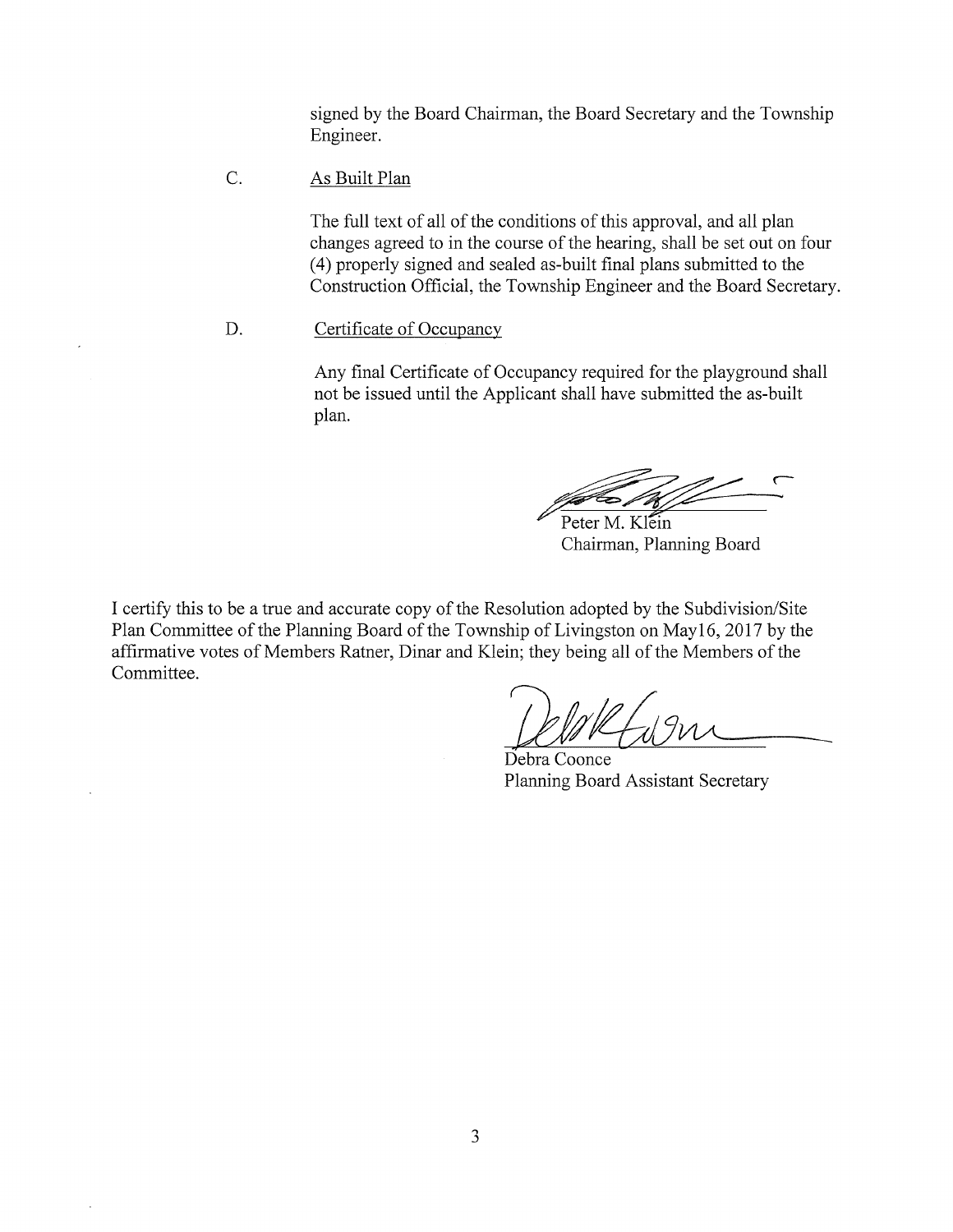signed by the Board Chairman, the Board Secretary and the Township Engineer.

C. As Built Plan

The full text of all of the conditions of this approval, and all plan changes agreed to in the course of the hearing, shall be set out on four (4) properly signed and sealed as-built final plans submitted to the Construction Official, the Township Engineer and the Board Secretary.

D. Certificate of Occupancy

Any final Certificate of Occupancy required for the playground shall not be issued until the Applicant shall have submitted the as-built plan.

Peter M. Klein
Chairman, Planning Board

I certify this to be a true and accurate copy of the Resolution adopted by the Subdivision/Site Plan Committee of the Planning Board of the Township of Livingston on May16, 2017 by the affirmative votes of Members Ratner, Dinar and Klein; they being all of the Members of the Committee.

Debra Coonce
Planning Board Assistant Secretary